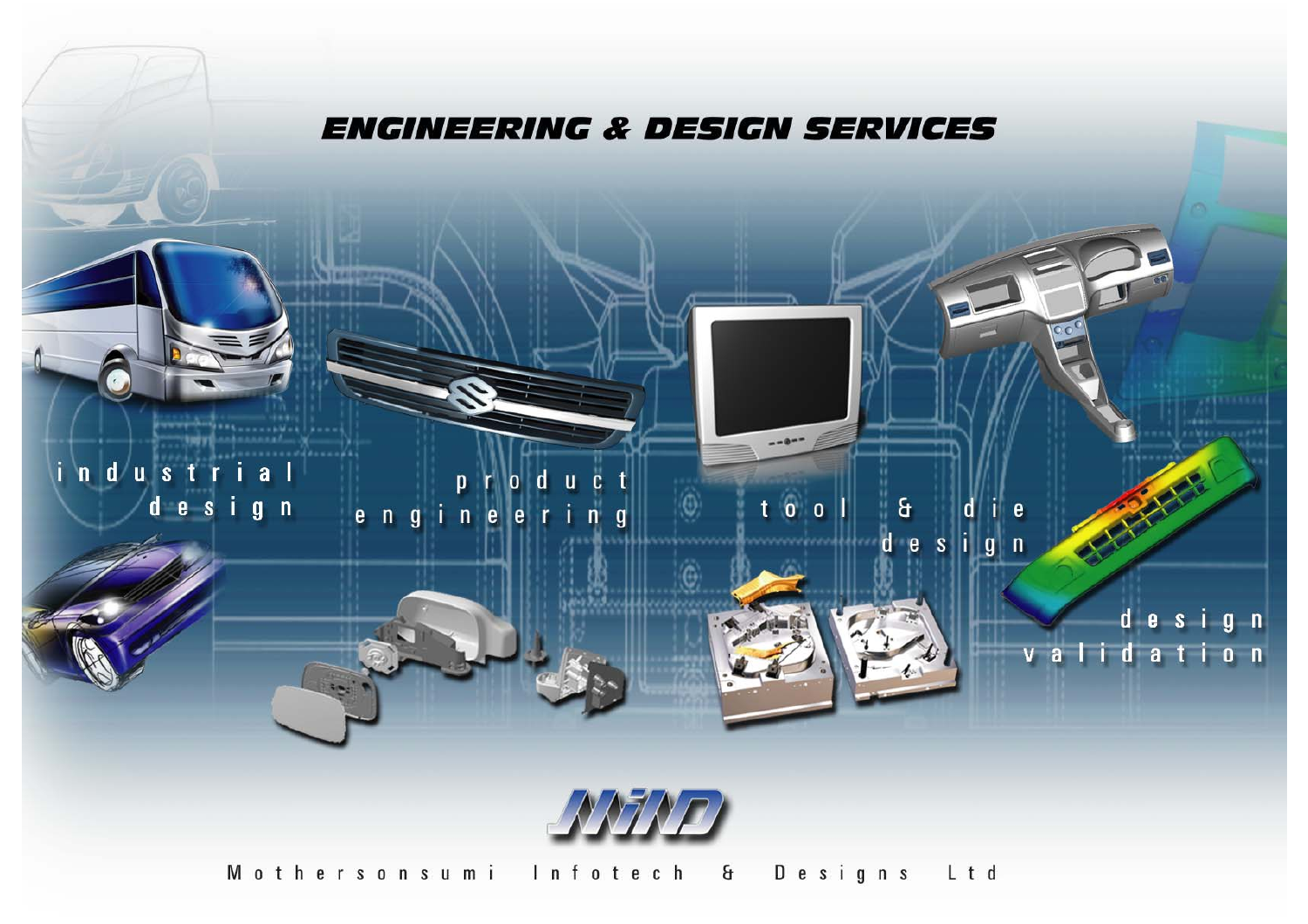# ENGINEERING & DESIGN SERVICES

industrial design

product engineering

tool & die design

design validation

MIND

Mothersonsumi Infotech & Designs Ltd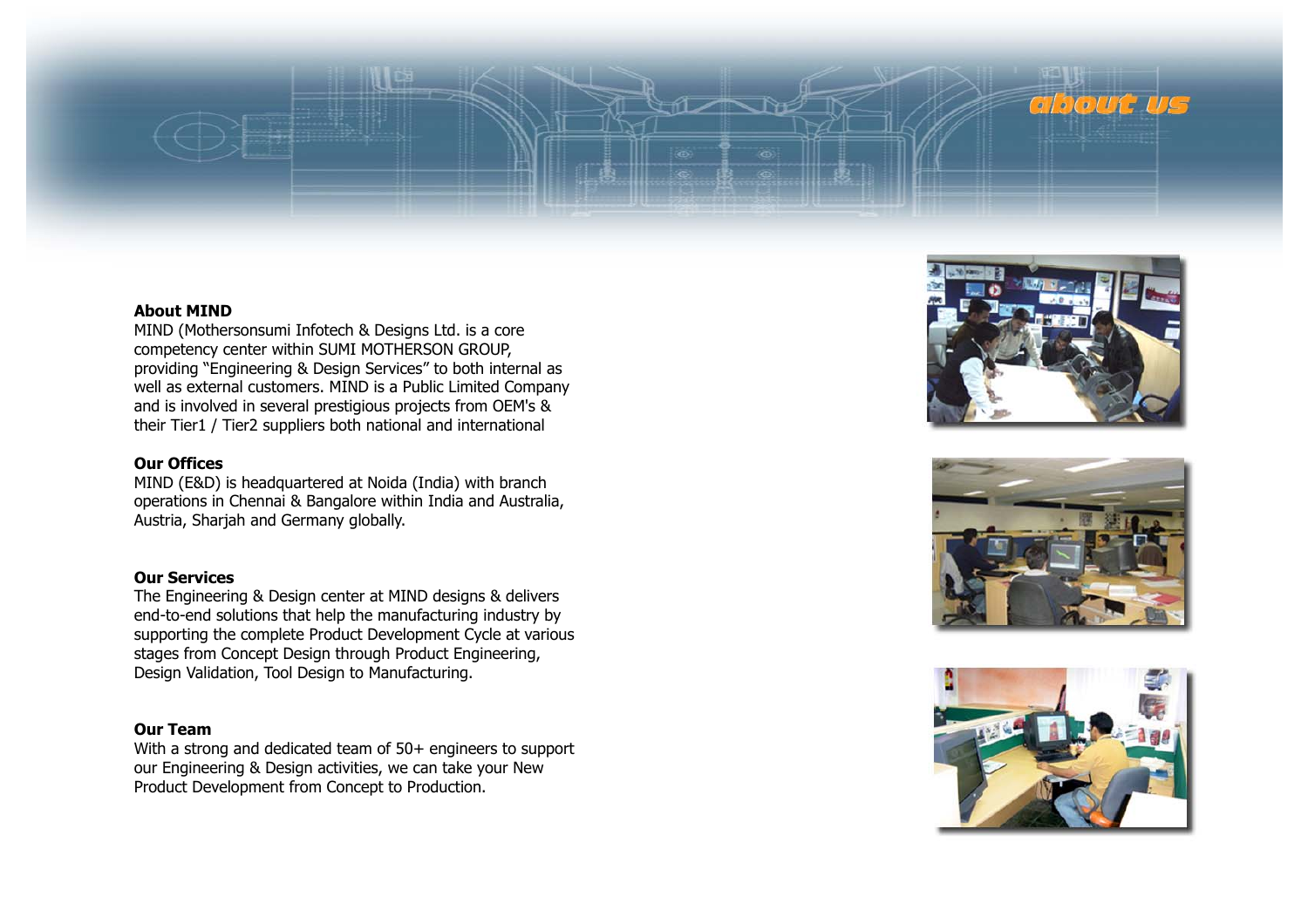# about us

## About MIND

MIND (Mothersonsumi Infotech & Designs Ltd. is a core competency center within SUMI MOTHERSON GROUP, providing "Engineering & Design Services" to both internal as well as external customers. MIND is a Public Limited Company and is involved in several prestigious projects from OEM's & their Tier1 / Tier2 suppliers both national and international

## Our Offices

MIND (E&D) is headquartered at Noida (India) with branch operations in Chennai & Bangalore within India and Australia, Austria, Sharjah and Germany globally.

## Our Services

The Engineering & Design center at MIND designs & delivers end-to-end solutions that help the manufacturing industry by supporting the complete Product Development Cycle at various stages from Concept Design through Product Engineering, Design Validation, Tool Design to Manufacturing.

## Our Team

With a strong and dedicated team of 50+ engineers to support our Engineering & Design activities, we can take your New Product Development from Concept to Production.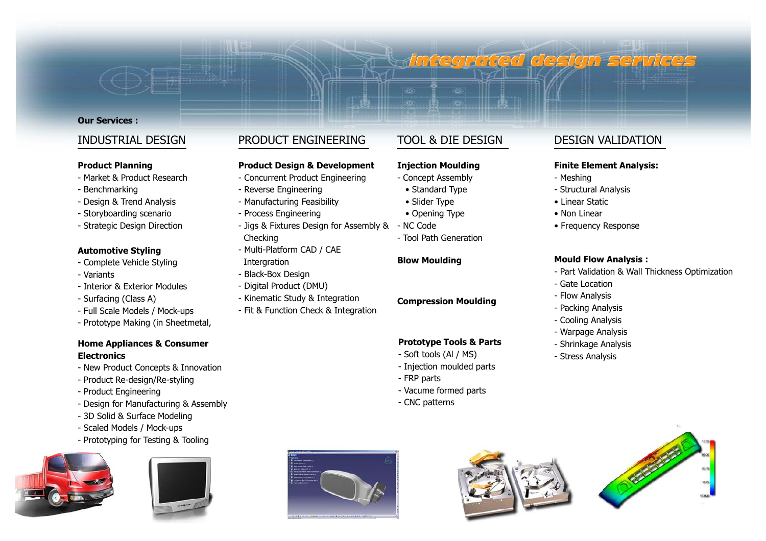# integrated design services

**Our Services :**

## INDUSTRIAL DESIGN

**Product Planning**
- Market & Product Research
- Benchmarking
- Design & Trend Analysis
- Storyboarding scenario
- Strategic Design Direction

**Automotive Styling**
- Complete Vehicle Styling
- Variants
- Interior & Exterior Modules
- Surfacing (Class A)
- Full Scale Models / Mock-ups
- Prototype Making (in Sheetmetal,

**Home Appliances & Consumer Electronics**
- New Product Concepts & Innovation
- Product Re-design/Re-styling
- Product Engineering
- Design for Manufacturing & Assembly
- 3D Solid & Surface Modeling
- Scaled Models / Mock-ups
- Prototyping for Testing & Tooling

## PRODUCT ENGINEERING

**Product Design & Development**
- Concurrent Product Engineering
- Reverse Engineering
- Manufacturing Feasibility
- Process Engineering
- Jigs & Fixtures Design for Assembly & Checking
- Multi-Platform CAD / CAE Intergration
- Black-Box Design
- Digital Product (DMU)
- Kinematic Study & Integration
- Fit & Function Check & Integration

## TOOL & DIE DESIGN

**Injection Moulding**
- Concept Assembly
  • Standard Type
  • Slider Type
  • Opening Type
- NC Code
- Tool Path Generation

**Blow Moulding**

**Compression Moulding**

**Prototype Tools & Parts**
- Soft tools (Al / MS)
- Injection moulded parts
- FRP parts
- Vacume formed parts
- CNC patterns

## DESIGN VALIDATION

**Finite Element Analysis:**
- Meshing
- Structural Analysis
• Linear Static
• Non Linear
• Frequency Response

**Mould Flow Analysis :**
- Part Validation & Wall Thickness Optimization
- Gate Location
- Flow Analysis
- Packing Analysis
- Cooling Analysis
- Warpage Analysis
- Shrinkage Analysis
- Stress Analysis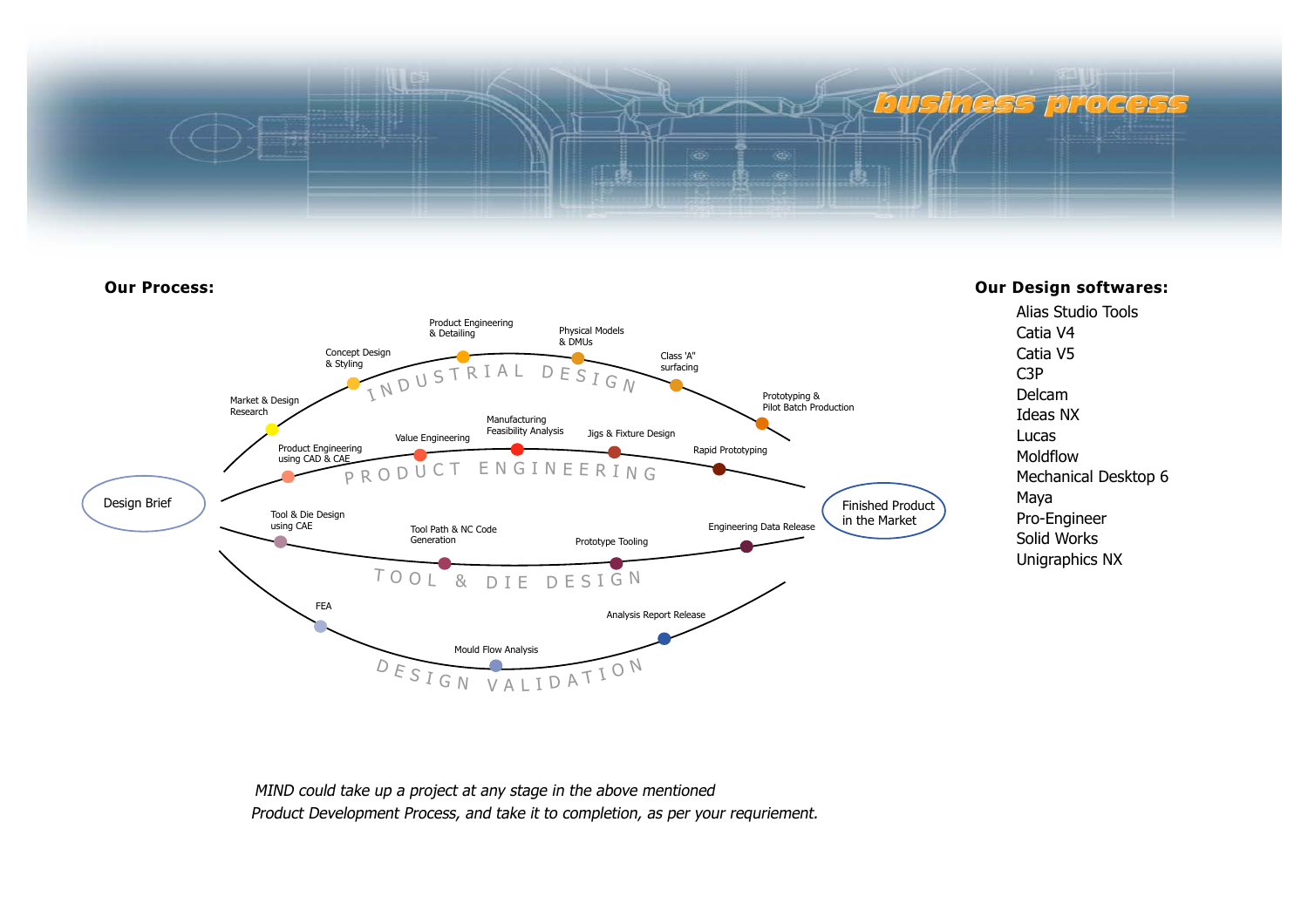# business process

**Our Process:**

Design Brief

INDUSTRIAL DESIGN
- Market & Design Research
- Concept Design & Styling
- Product Engineering & Detailing
- Physical Models & DMUs
- Class 'A" surfacing
- Prototyping & Pilot Batch Production

PRODUCT ENGINEERING
- Product Engineering using CAD & CAE
- Value Engineering
- Manufacturing Feasibility Analysis
- Jigs & Fixture Design
- Rapid Prototyping

TOOL & DIE DESIGN
- Tool & Die Design using CAE
- Tool Path & NC Code Generation
- Prototype Tooling
- Engineering Data Release

DESIGN VALIDATION
- FEA
- Mould Flow Analysis
- Analysis Report Release

Finished Product in the Market

**Our Design softwares:**

- Alias Studio Tools
- Catia V4
- Catia V5
- C3P
- Delcam
- Ideas NX
- Lucas
- Moldflow
- Mechanical Desktop 6
- Maya
- Pro-Engineer
- Solid Works
- Unigraphics NX

*MIND could take up a project at any stage in the above mentioned Product Development Process, and take it to completion, as per your requriement.*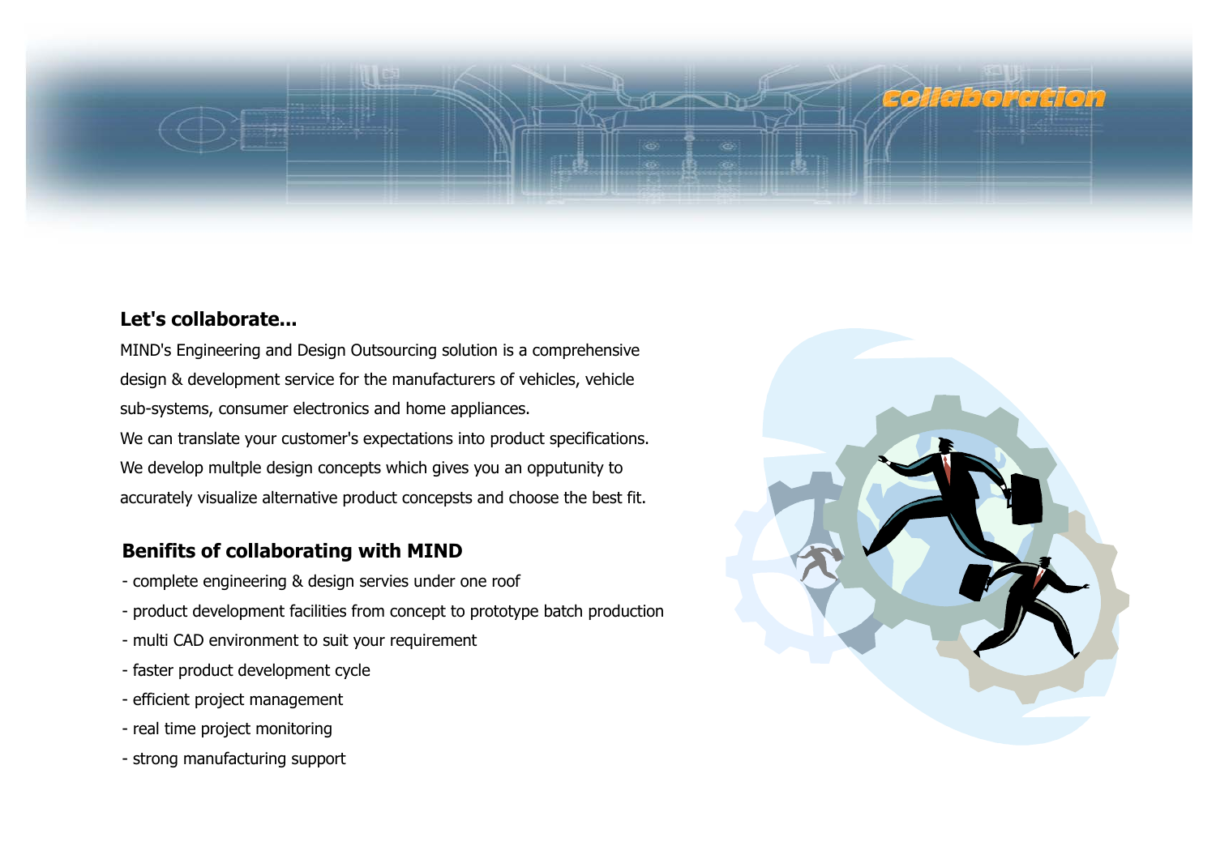collaboration

## Let's collaborate...

MIND's Engineering and Design Outsourcing solution is a comprehensive design & development service for the manufacturers of vehicles, vehicle sub-systems, consumer electronics and home appliances.
We can translate your customer's expectations into product specifications.
We develop multple design concepts which gives you an opputunity to accurately visualize alternative product concepsts and choose the best fit.

## Benifits of collaborating with MIND

- complete engineering & design servies under one roof
- product development facilities from concept to prototype batch production
- multi CAD environment to suit your requirement
- faster product development cycle
- efficient project management
- real time project monitoring
- strong manufacturing support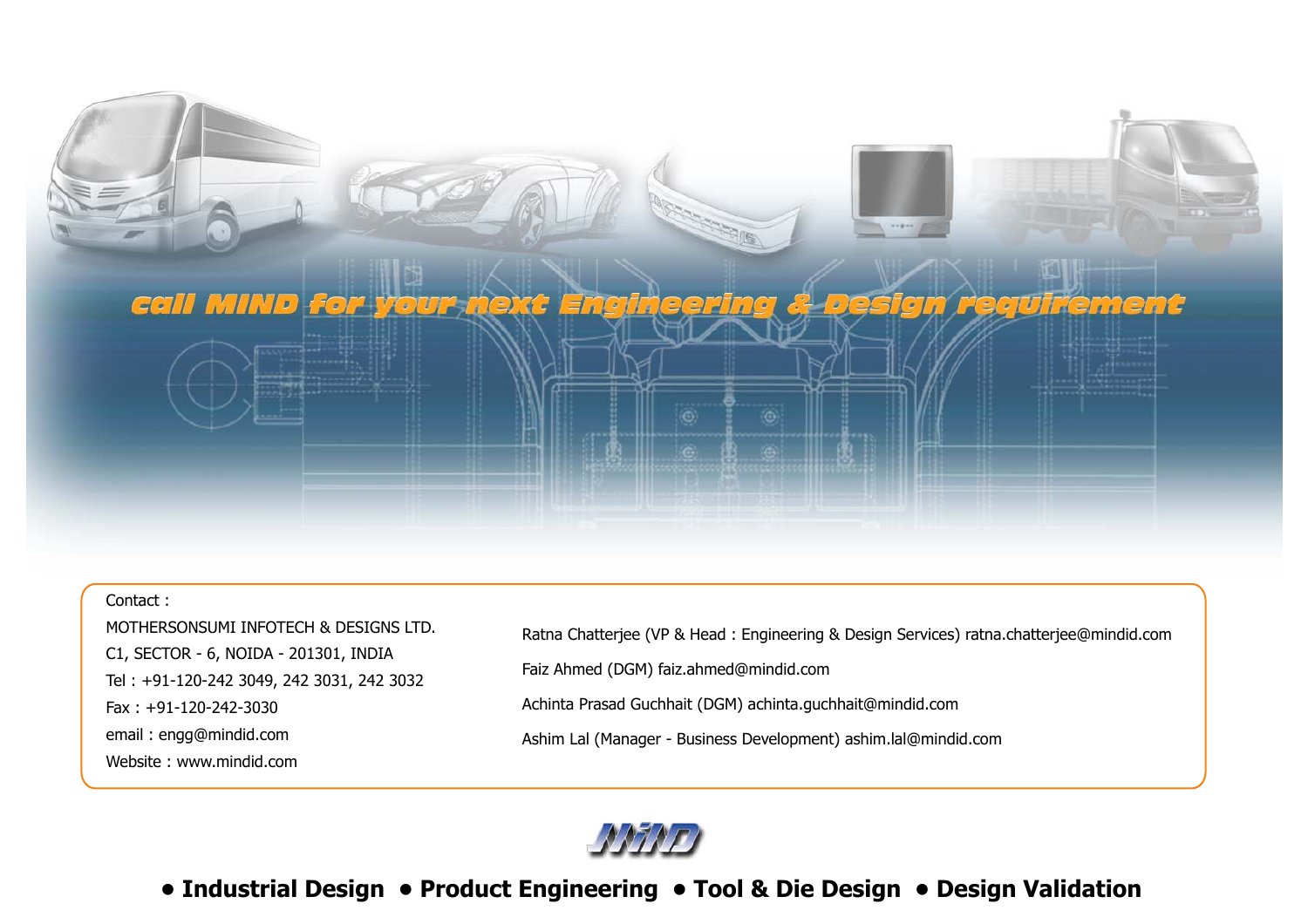call MIND for your next Engineering & Design requirement

Contact :

MOTHERSONSUMI INFOTECH & DESIGNS LTD.
C1, SECTOR - 6, NOIDA - 201301, INDIA
Tel : +91-120-242 3049, 242 3031, 242 3032
Fax : +91-120-242-3030
email : engg@mindid.com
Website : www.mindid.com

Ratna Chatterjee (VP & Head : Engineering & Design Services) ratna.chatterjee@mindid.com

Faiz Ahmed (DGM) faiz.ahmed@mindid.com

Achinta Prasad Guchhait (DGM) achinta.guchhait@mindid.com

Ashim Lal (Manager - Business Development) ashim.lal@mindid.com

MIND

**• Industrial Design • Product Engineering • Tool & Die Design • Design Validation**